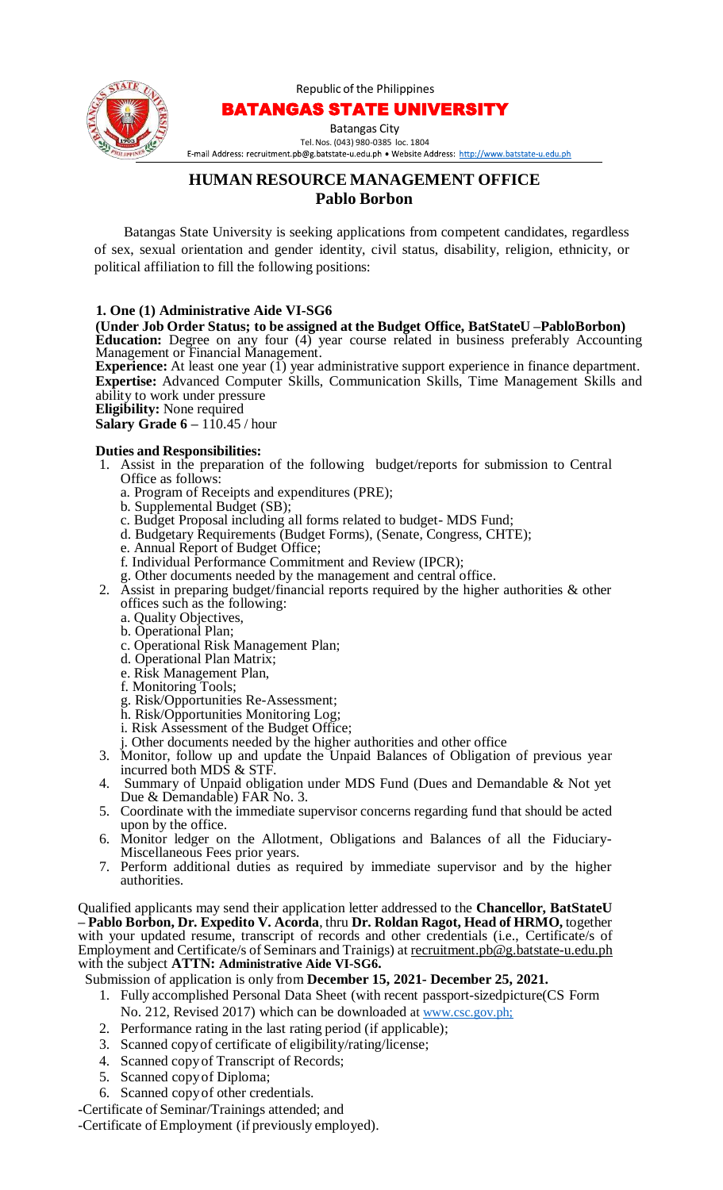Republic of the Philippines

**BATANGAS STATE UNIVERSITY**

Batangas City

Tel. Nos. (043) 980-0385 loc. 1804

E-mail Address: recruitment.pb@g.batstate-u.edu.ph • Website Address: http://www.batstate-u.edu.ph

# HUMAN RESOURCE MANAGEMENT OFFICE
## Pablo Borbon

Batangas State University is seeking applications from competent candidates, regardless of sex, sexual orientation and gender identity, civil status, disability, religion, ethnicity, or political affiliation to fill the following positions:

### 1. One (1) Administrative Aide VI-SG6

**(Under Job Order Status; to be assigned at the Budget Office, BatStateU –PabloBorbon)**

**Education:** Degree on any four (4) year course related in business preferably Accounting Management or Financial Management.

**Experience:** At least one year (1) year administrative support experience in finance department.

**Expertise:** Advanced Computer Skills, Communication Skills, Time Management Skills and ability to work under pressure

**Eligibility:** None required

**Salary Grade 6 –** 110.45 / hour

**Duties and Responsibilities:**

1. Assist in the preparation of the following budget/reports for submission to Central Office as follows:
   a. Program of Receipts and expenditures (PRE);
   b. Supplemental Budget (SB);
   c. Budget Proposal including all forms related to budget- MDS Fund;
   d. Budgetary Requirements (Budget Forms), (Senate, Congress, CHTE);
   e. Annual Report of Budget Office;
   f. Individual Performance Commitment and Review (IPCR);
   g. Other documents needed by the management and central office.
2. Assist in preparing budget/financial reports required by the higher authorities & other offices such as the following:
   a. Quality Objectives,
   b. Operational Plan;
   c. Operational Risk Management Plan;
   d. Operational Plan Matrix;
   e. Risk Management Plan,
   f. Monitoring Tools;
   g. Risk/Opportunities Re-Assessment;
   h. Risk/Opportunities Monitoring Log;
   i. Risk Assessment of the Budget Office;
   j. Other documents needed by the higher authorities and other office
3. Monitor, follow up and update the Unpaid Balances of Obligation of previous year incurred both MDS & STF.
4. Summary of Unpaid obligation under MDS Fund (Dues and Demandable & Not yet Due & Demandable) FAR No. 3.
5. Coordinate with the immediate supervisor concerns regarding fund that should be acted upon by the office.
6. Monitor ledger on the Allotment, Obligations and Balances of all the Fiduciary-Miscellaneous Fees prior years.
7. Perform additional duties as required by immediate supervisor and by the higher authorities.

Qualified applicants may send their application letter addressed to the **Chancellor, BatStateU – Pablo Borbon, Dr. Expedito V. Acorda**, thru **Dr. Roldan Ragot, Head of HRMO,** together with your updated resume, transcript of records and other credentials (i.e., Certificate/s of Employment and Certificate/s of Seminars and Trainigs) at recruitment.pb@g.batstate-u.edu.ph with the subject **ATTN: Administrative Aide VI-SG6.**

Submission of application is only from **December 15, 2021- December 25, 2021.**

1. Fully accomplished Personal Data Sheet (with recent passport-sizedpicture(CS Form No. 212, Revised 2017) which can be downloaded at www.csc.gov.ph;
2. Performance rating in the last rating period (if applicable);
3. Scanned copy of certificate of eligibility/rating/license;
4. Scanned copy of Transcript of Records;
5. Scanned copy of Diploma;
6. Scanned copy of other credentials.

-Certificate of Seminar/Trainings attended; and

-Certificate of Employment (if previously employed).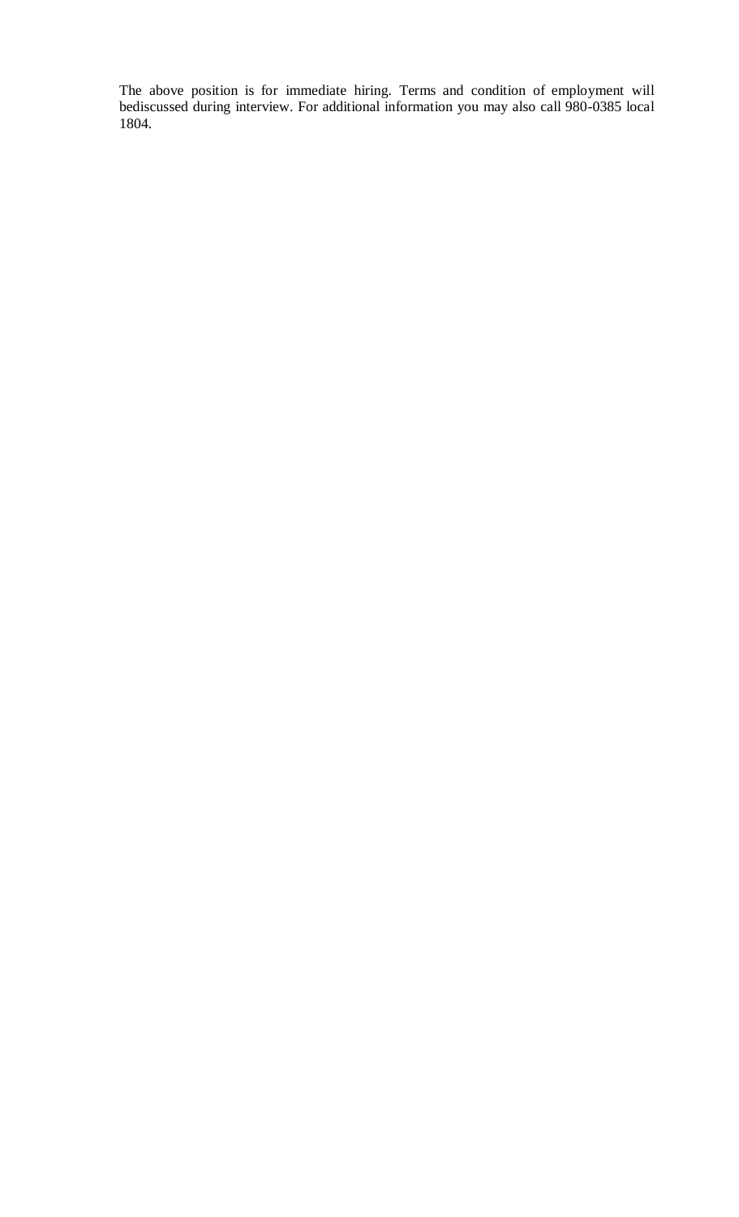The above position is for immediate hiring. Terms and condition of employment will bediscussed during interview. For additional information you may also call 980-0385 local 1804.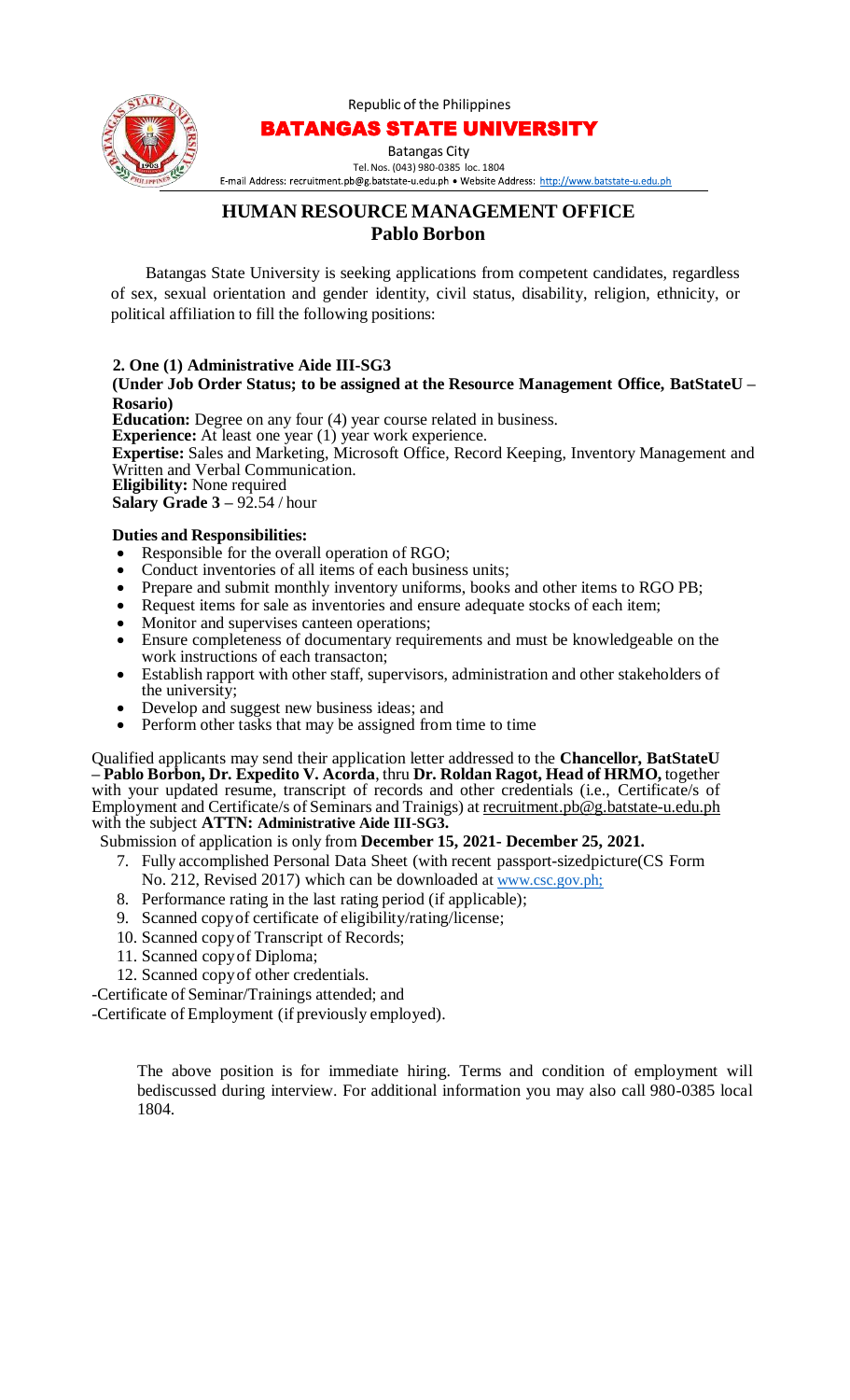Republic of the Philippines

**BATANGAS STATE UNIVERSITY**

Batangas City

Tel. Nos. (043) 980-0385 loc. 1804

E-mail Address: recruitment.pb@g.batstate-u.edu.ph • Website Address: http://www.batstate-u.edu.ph

# HUMAN RESOURCE MANAGEMENT OFFICE
## Pablo Borbon

Batangas State University is seeking applications from competent candidates, regardless of sex, sexual orientation and gender identity, civil status, disability, religion, ethnicity, or political affiliation to fill the following positions:

**2. One (1) Administrative Aide III-SG3**

**(Under Job Order Status; to be assigned at the Resource Management Office, BatStateU – Rosario)**

**Education:** Degree on any four (4) year course related in business.
**Experience:** At least one year (1) year work experience.
**Expertise:** Sales and Marketing, Microsoft Office, Record Keeping, Inventory Management and Written and Verbal Communication.
**Eligibility:** None required
**Salary Grade 3 –** 92.54 / hour

**Duties and Responsibilities:**

- Responsible for the overall operation of RGO;
- Conduct inventories of all items of each business units;
- Prepare and submit monthly inventory uniforms, books and other items to RGO PB;
- Request items for sale as inventories and ensure adequate stocks of each item;
- Monitor and supervises canteen operations;
- Ensure completeness of documentary requirements and must be knowledgeable on the work instructions of each transacton;
- Establish rapport with other staff, supervisors, administration and other stakeholders of the university;
- Develop and suggest new business ideas; and
- Perform other tasks that may be assigned from time to time

Qualified applicants may send their application letter addressed to the **Chancellor, BatStateU – Pablo Borbon, Dr. Expedito V. Acorda**, thru **Dr. Roldan Ragot, Head of HRMO,** together with your updated resume, transcript of records and other credentials (i.e., Certificate/s of Employment and Certificate/s of Seminars and Trainigs) at recruitment.pb@g.batstate-u.edu.ph with the subject **ATTN: Administrative Aide III-SG3.**

Submission of application is only from **December 15, 2021- December 25, 2021.**

7. Fully accomplished Personal Data Sheet (with recent passport-sizedpicture(CS Form No. 212, Revised 2017) which can be downloaded at www.csc.gov.ph;
8. Performance rating in the last rating period (if applicable);
9. Scanned copyof certificate of eligibility/rating/license;
10. Scanned copyof Transcript of Records;
11. Scanned copyof Diploma;
12. Scanned copyof other credentials.

-Certificate of Seminar/Trainings attended; and

-Certificate of Employment (if previously employed).

The above position is for immediate hiring. Terms and condition of employment will bediscussed during interview. For additional information you may also call 980-0385 local 1804.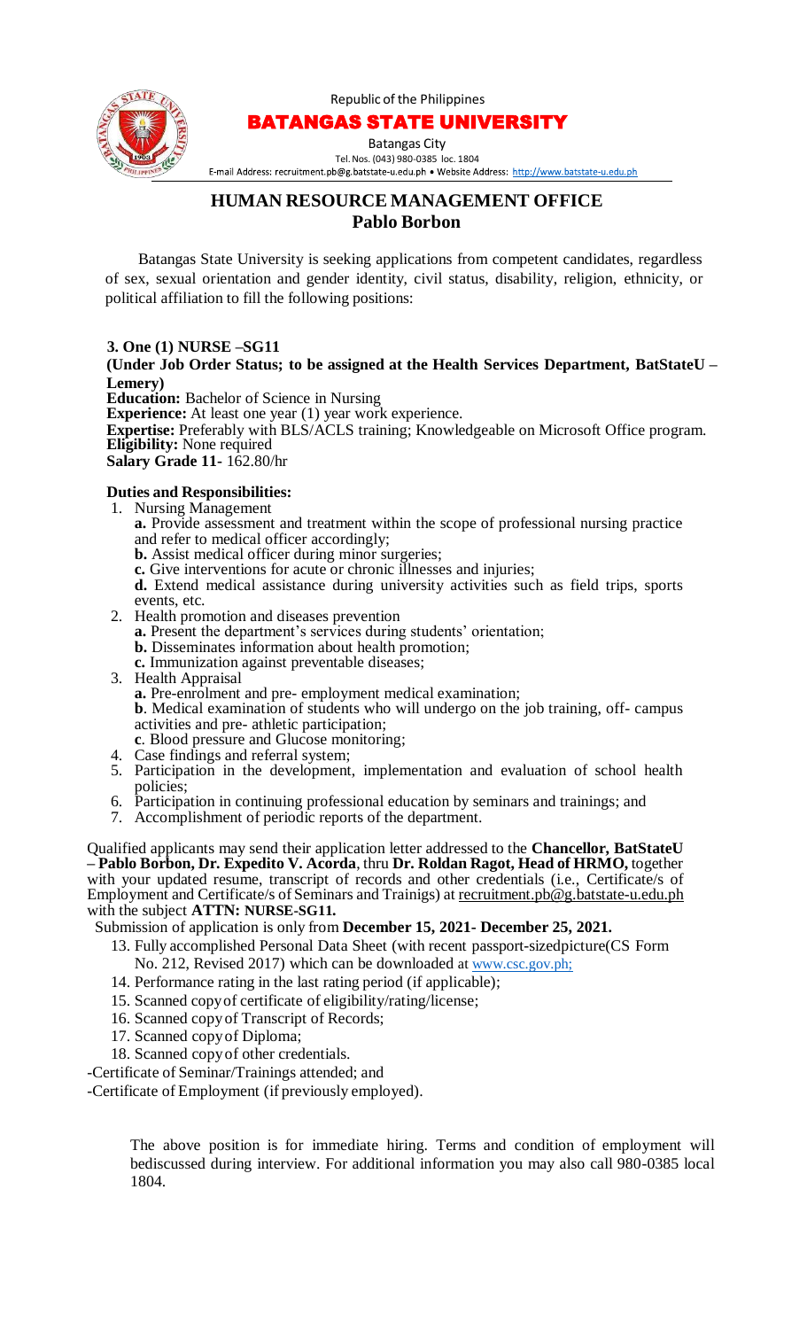Republic of the Philippines

**BATANGAS STATE UNIVERSITY**

Batangas City

Tel. Nos. (043) 980-0385 loc. 1804

E-mail Address: recruitment.pb@g.batstate-u.edu.ph • Website Address: http://www.batstate-u.edu.ph

# HUMAN RESOURCE MANAGEMENT OFFICE
## Pablo Borbon

Batangas State University is seeking applications from competent candidates, regardless of sex, sexual orientation and gender identity, civil status, disability, religion, ethnicity, or political affiliation to fill the following positions:

**3. One (1) NURSE –SG11**

**(Under Job Order Status; to be assigned at the Health Services Department, BatStateU – Lemery)**

**Education:** Bachelor of Science in Nursing

**Experience:** At least one year (1) year work experience.

**Expertise:** Preferably with BLS/ACLS training; Knowledgeable on Microsoft Office program.

**Eligibility:** None required

**Salary Grade 11**- 162.80/hr

**Duties and Responsibilities:**

1. Nursing Management
   - **a.** Provide assessment and treatment within the scope of professional nursing practice and refer to medical officer accordingly;
   - **b.** Assist medical officer during minor surgeries;
   - **c.** Give interventions for acute or chronic illnesses and injuries;
   - **d.** Extend medical assistance during university activities such as field trips, sports events, etc.
2. Health promotion and diseases prevention
   - **a.** Present the department's services during students' orientation;
   - **b.** Disseminates information about health promotion;
   - **c.** Immunization against preventable diseases;
3. Health Appraisal
   - **a.** Pre-enrolment and pre- employment medical examination;
   - **b**. Medical examination of students who will undergo on the job training, off- campus activities and pre- athletic participation;
   - **c**. Blood pressure and Glucose monitoring;
4. Case findings and referral system;
5. Participation in the development, implementation and evaluation of school health policies;
6. Participation in continuing professional education by seminars and trainings; and
7. Accomplishment of periodic reports of the department.

Qualified applicants may send their application letter addressed to the **Chancellor, BatStateU – Pablo Borbon, Dr. Expedito V. Acorda**, thru **Dr. Roldan Ragot, Head of HRMO,** together with your updated resume, transcript of records and other credentials (i.e., Certificate/s of Employment and Certificate/s of Seminars and Trainigs) at recruitment.pb@g.batstate-u.edu.ph with the subject **ATTN: NURSE-SG11.**

Submission of application is only from **December 15, 2021- December 25, 2021.**

13. Fully accomplished Personal Data Sheet (with recent passport-sizedpicture(CS Form No. 212, Revised 2017) which can be downloaded at www.csc.gov.ph;
14. Performance rating in the last rating period (if applicable);
15. Scanned copyof certificate of eligibility/rating/license;
16. Scanned copyof Transcript of Records;
17. Scanned copyof Diploma;
18. Scanned copyof other credentials.

-Certificate of Seminar/Trainings attended; and

-Certificate of Employment (if previously employed).

The above position is for immediate hiring. Terms and condition of employment will bediscussed during interview. For additional information you may also call 980-0385 local 1804.